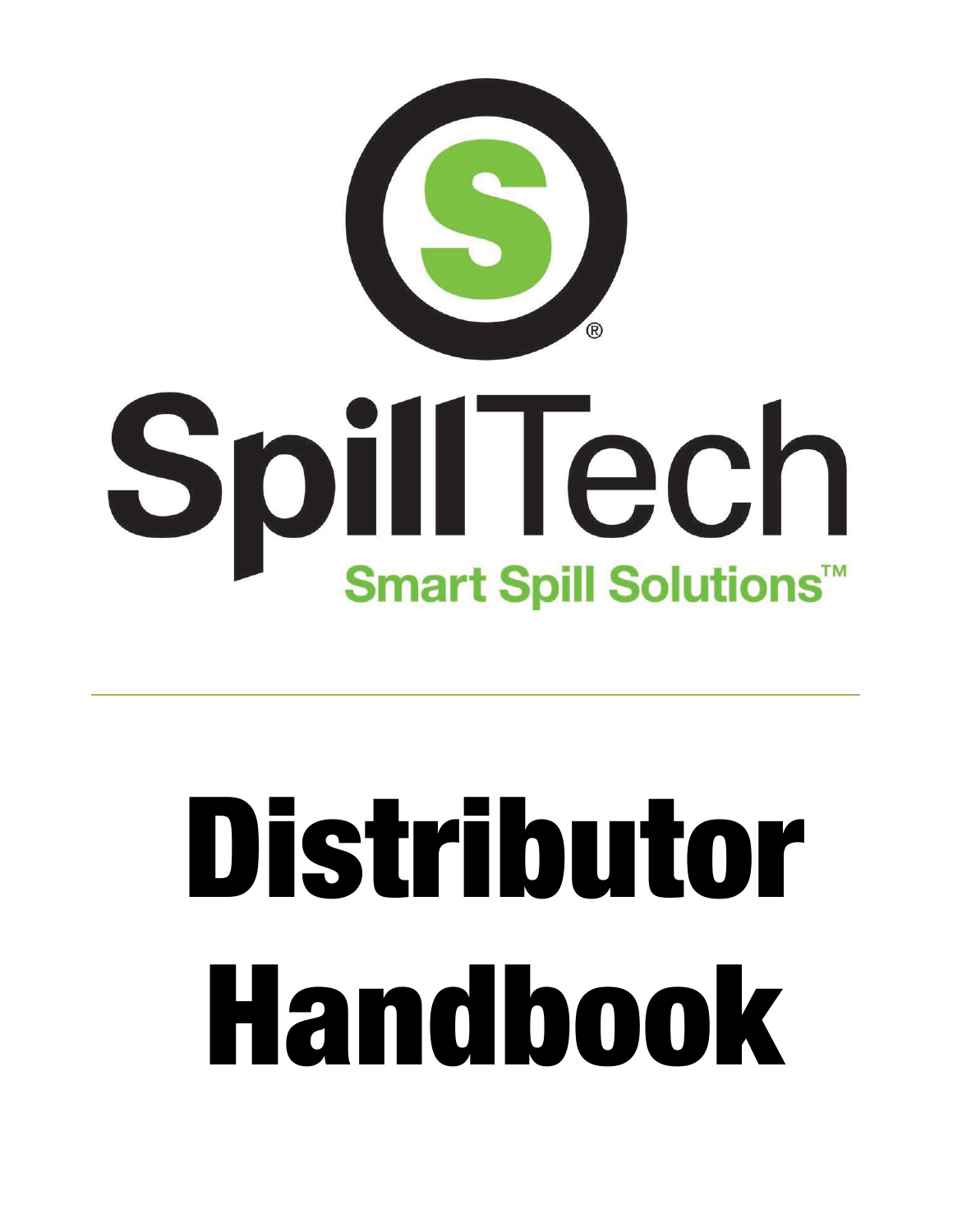SpillTech®

Smart Spill Solutions™

---

# Distributor Handbook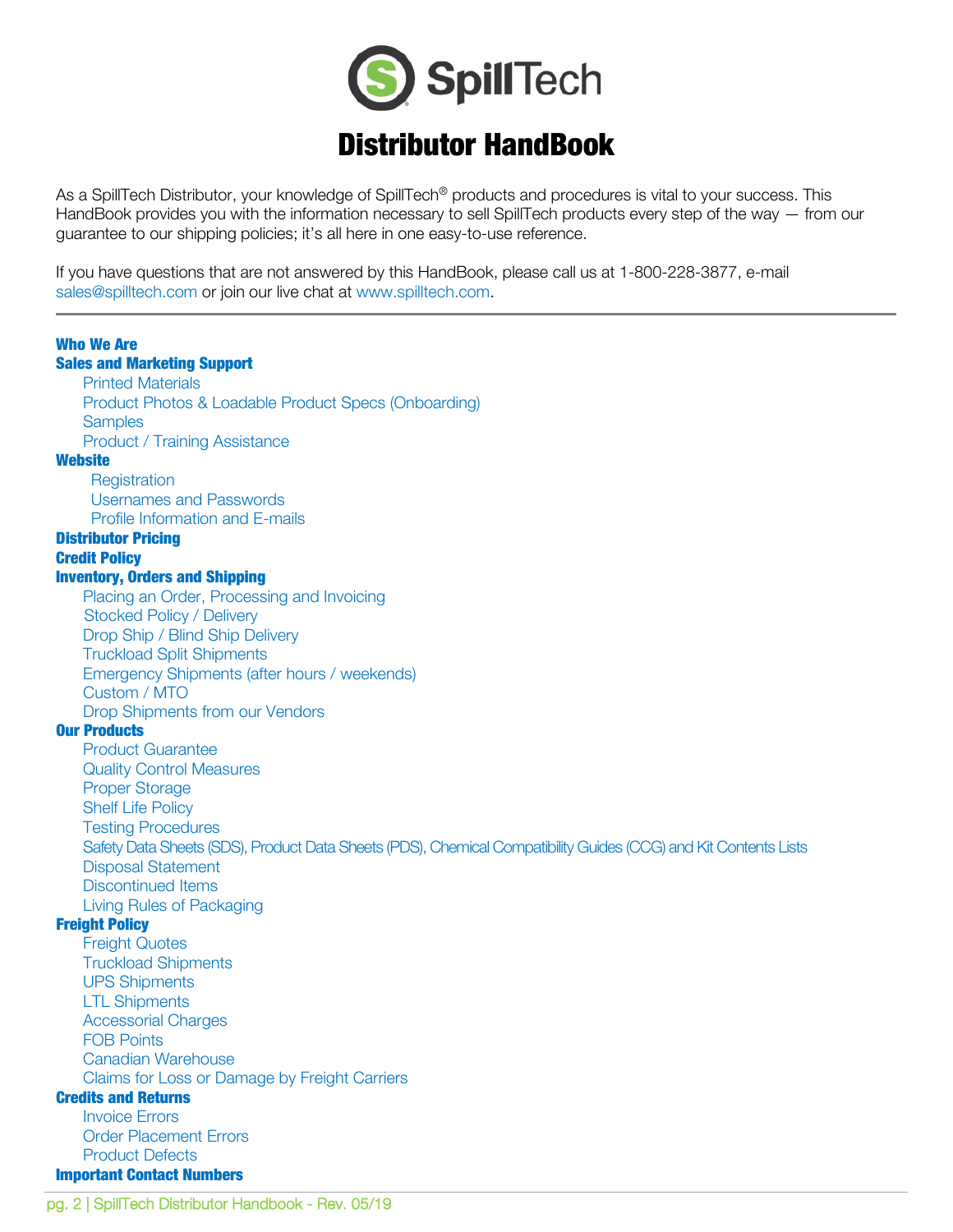# Distributor HandBook

As a SpillTech Distributor, your knowledge of SpillTech® products and procedures is vital to your success. This HandBook provides you with the information necessary to sell SpillTech products every step of the way — from our guarantee to our shipping policies; it's all here in one easy-to-use reference.

If you have questions that are not answered by this HandBook, please call us at 1-800-228-3877, e-mail sales@spilltech.com or join our live chat at www.spilltech.com.

---

**Who We Are**

**Sales and Marketing Support**
- Printed Materials
- Product Photos & Loadable Product Specs (Onboarding)
- Samples
- Product / Training Assistance

**Website**
- Registration
- Usernames and Passwords
- Profile Information and E-mails

**Distributor Pricing**

**Credit Policy**

**Inventory, Orders and Shipping**
- Placing an Order, Processing and Invoicing
- Stocked Policy / Delivery
- Drop Ship / Blind Ship Delivery
- Truckload Split Shipments
- Emergency Shipments (after hours / weekends)
- Custom / MTO
- Drop Shipments from our Vendors

**Our Products**
- Product Guarantee
- Quality Control Measures
- Proper Storage
- Shelf Life Policy
- Testing Procedures
- Safety Data Sheets (SDS), Product Data Sheets (PDS), Chemical Compatibility Guides (CCG) and Kit Contents Lists
- Disposal Statement
- Discontinued Items
- Living Rules of Packaging

**Freight Policy**
- Freight Quotes
- Truckload Shipments
- UPS Shipments
- LTL Shipments
- Accessorial Charges
- FOB Points
- Canadian Warehouse
- Claims for Loss or Damage by Freight Carriers

**Credits and Returns**
- Invoice Errors
- Order Placement Errors
- Product Defects

**Important Contact Numbers**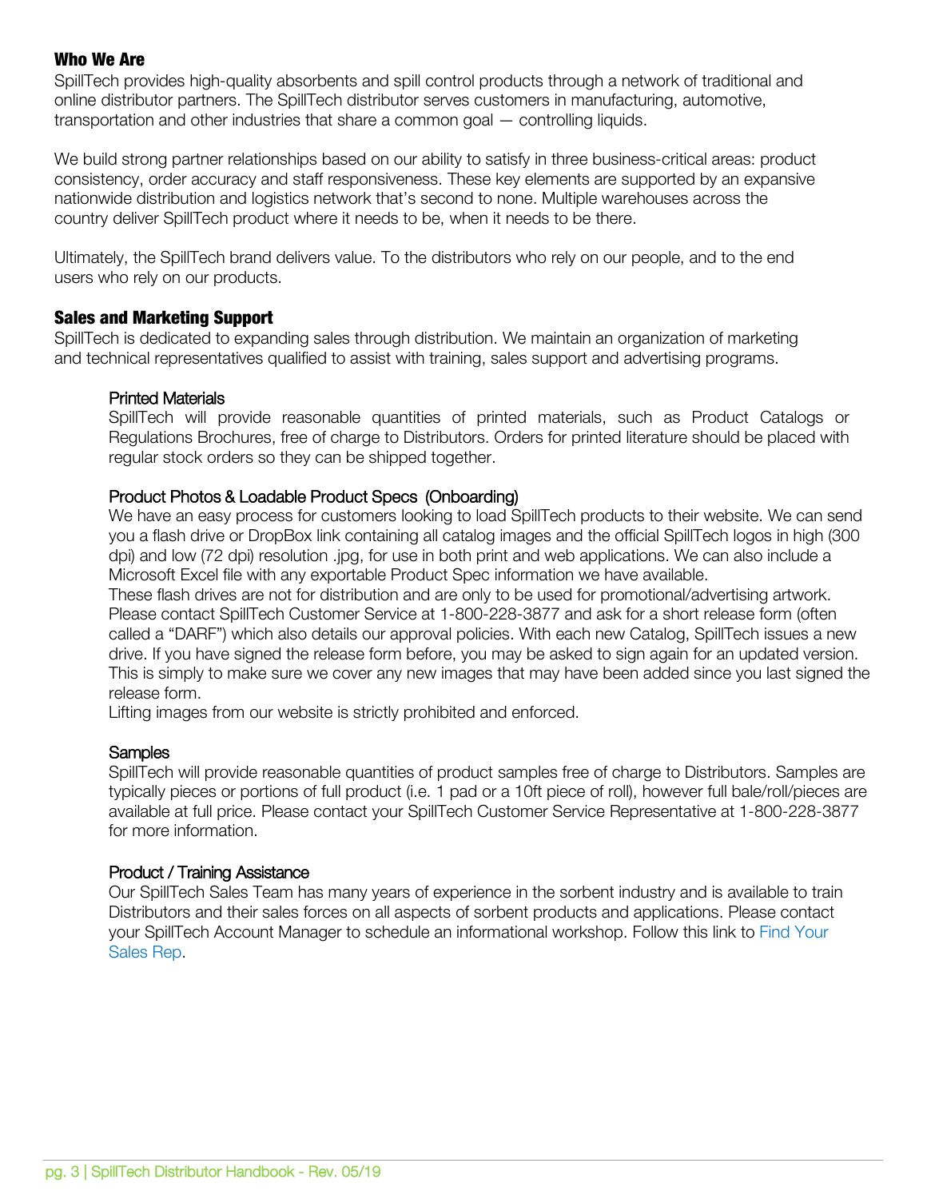## Who We Are

SpillTech provides high-quality absorbents and spill control products through a network of traditional and online distributor partners. The SpillTech distributor serves customers in manufacturing, automotive, transportation and other industries that share a common goal — controlling liquids.

We build strong partner relationships based on our ability to satisfy in three business-critical areas: product consistency, order accuracy and staff responsiveness. These key elements are supported by an expansive nationwide distribution and logistics network that's second to none. Multiple warehouses across the country deliver SpillTech product where it needs to be, when it needs to be there.

Ultimately, the SpillTech brand delivers value. To the distributors who rely on our people, and to the end users who rely on our products.

## Sales and Marketing Support

SpillTech is dedicated to expanding sales through distribution. We maintain an organization of marketing and technical representatives qualified to assist with training, sales support and advertising programs.

### Printed Materials

SpillTech will provide reasonable quantities of printed materials, such as Product Catalogs or Regulations Brochures, free of charge to Distributors. Orders for printed literature should be placed with regular stock orders so they can be shipped together.

### Product Photos & Loadable Product Specs (Onboarding)

We have an easy process for customers looking to load SpillTech products to their website. We can send you a flash drive or DropBox link containing all catalog images and the official SpillTech logos in high (300 dpi) and low (72 dpi) resolution .jpg, for use in both print and web applications. We can also include a Microsoft Excel file with any exportable Product Spec information we have available.

These flash drives are not for distribution and are only to be used for promotional/advertising artwork. Please contact SpillTech Customer Service at 1-800-228-3877 and ask for a short release form (often called a "DARF") which also details our approval policies. With each new Catalog, SpillTech issues a new drive. If you have signed the release form before, you may be asked to sign again for an updated version. This is simply to make sure we cover any new images that may have been added since you last signed the release form.

Lifting images from our website is strictly prohibited and enforced.

### Samples

SpillTech will provide reasonable quantities of product samples free of charge to Distributors. Samples are typically pieces or portions of full product (i.e. 1 pad or a 10ft piece of roll), however full bale/roll/pieces are available at full price. Please contact your SpillTech Customer Service Representative at 1-800-228-3877 for more information.

### Product / Training Assistance

Our SpillTech Sales Team has many years of experience in the sorbent industry and is available to train Distributors and their sales forces on all aspects of sorbent products and applications. Please contact your SpillTech Account Manager to schedule an informational workshop. Follow this link to Find Your Sales Rep.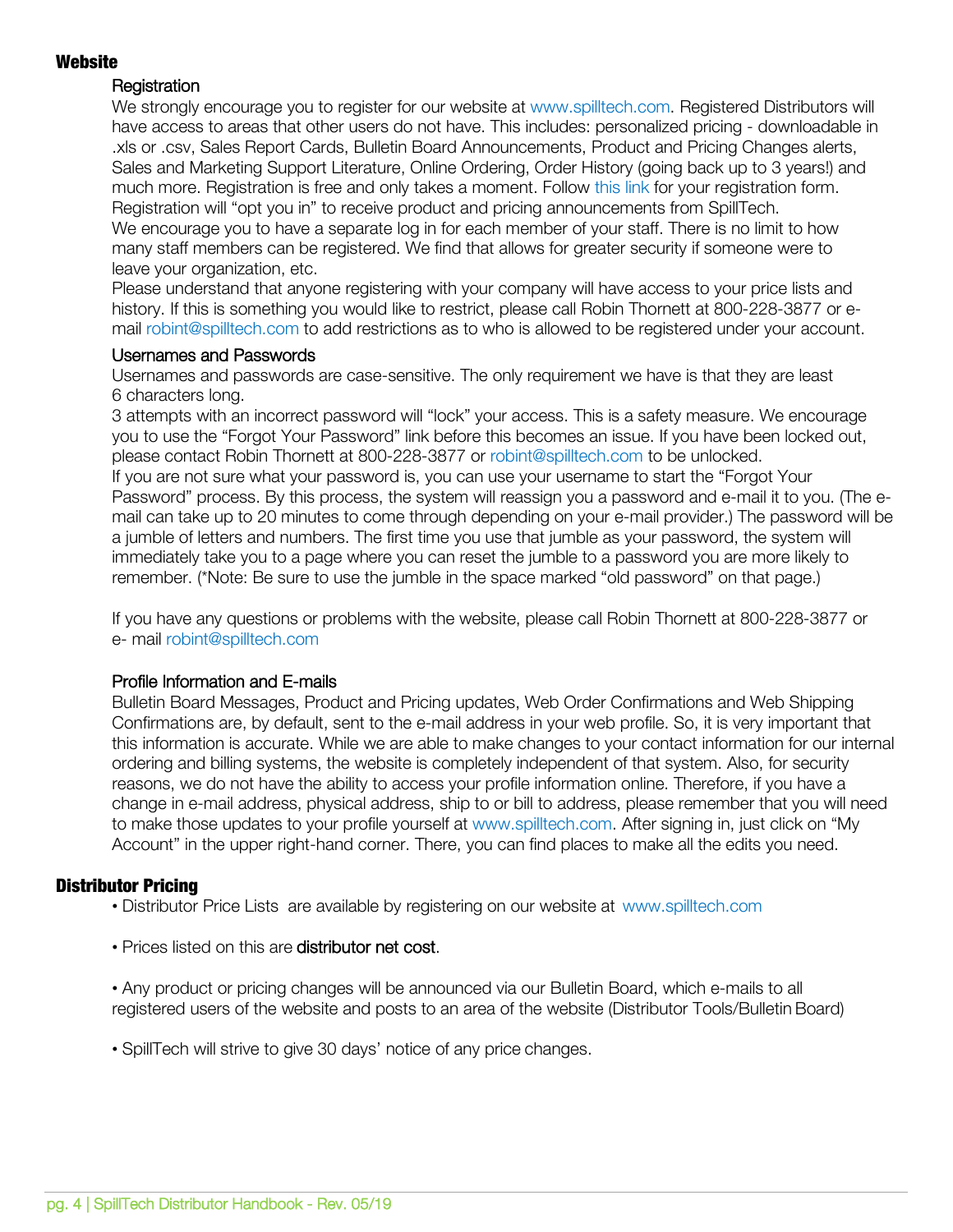## Website

### Registration

We strongly encourage you to register for our website at www.spilltech.com. Registered Distributors will have access to areas that other users do not have. This includes: personalized pricing - downloadable in .xls or .csv, Sales Report Cards, Bulletin Board Announcements, Product and Pricing Changes alerts, Sales and Marketing Support Literature, Online Ordering, Order History (going back up to 3 years!) and much more. Registration is free and only takes a moment. Follow this link for your registration form. Registration will "opt you in" to receive product and pricing announcements from SpillTech.

We encourage you to have a separate log in for each member of your staff. There is no limit to how many staff members can be registered. We find that allows for greater security if someone were to leave your organization, etc.

Please understand that anyone registering with your company will have access to your price lists and history. If this is something you would like to restrict, please call Robin Thornett at 800-228-3877 or e-mail robint@spilltech.com to add restrictions as to who is allowed to be registered under your account.

### Usernames and Passwords

Usernames and passwords are case-sensitive. The only requirement we have is that they are least 6 characters long.

3 attempts with an incorrect password will "lock" your access. This is a safety measure. We encourage you to use the "Forgot Your Password" link before this becomes an issue. If you have been locked out, please contact Robin Thornett at 800-228-3877 or robint@spilltech.com to be unlocked.

If you are not sure what your password is, you can use your username to start the "Forgot Your Password" process. By this process, the system will reassign you a password and e-mail it to you. (The e-mail can take up to 20 minutes to come through depending on your e-mail provider.) The password will be a jumble of letters and numbers. The first time you use that jumble as your password, the system will immediately take you to a page where you can reset the jumble to a password you are more likely to remember. (*Note: Be sure to use the jumble in the space marked "old password" on that page.)

If you have any questions or problems with the website, please call Robin Thornett at 800-228-3877 or e- mail robint@spilltech.com

### Profile Information and E-mails

Bulletin Board Messages, Product and Pricing updates, Web Order Confirmations and Web Shipping Confirmations are, by default, sent to the e-mail address in your web profile. So, it is very important that this information is accurate. While we are able to make changes to your contact information for our internal ordering and billing systems, the website is completely independent of that system. Also, for security reasons, we do not have the ability to access your profile information online. Therefore, if you have a change in e-mail address, physical address, ship to or bill to address, please remember that you will need to make those updates to your profile yourself at www.spilltech.com. After signing in, just click on "My Account" in the upper right-hand corner. There, you can find places to make all the edits you need.

## Distributor Pricing

- Distributor Price Lists are available by registering on our website at www.spilltech.com
- Prices listed on this are **distributor net cost**.
- Any product or pricing changes will be announced via our Bulletin Board, which e-mails to all registered users of the website and posts to an area of the website (Distributor Tools/Bulletin Board)
- SpillTech will strive to give 30 days' notice of any price changes.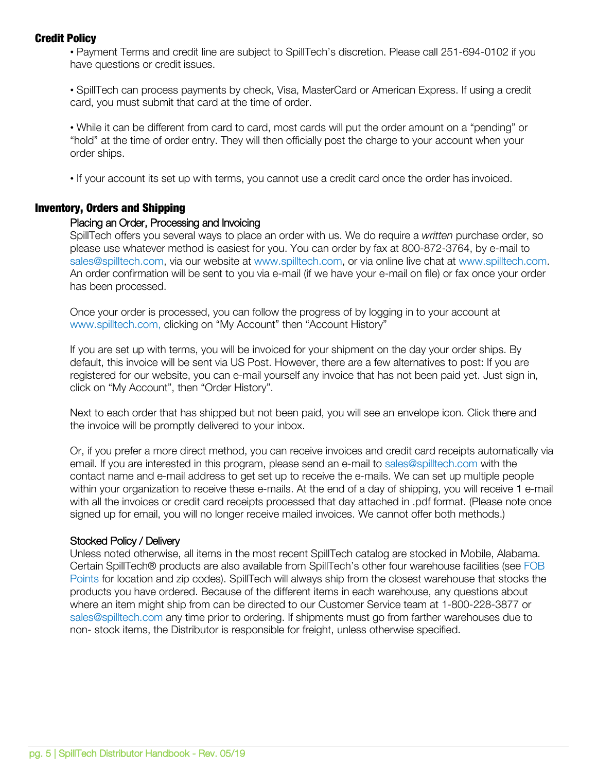## Credit Policy

- Payment Terms and credit line are subject to SpillTech's discretion. Please call 251-694-0102 if you have questions or credit issues.

- SpillTech can process payments by check, Visa, MasterCard or American Express. If using a credit card, you must submit that card at the time of order.

- While it can be different from card to card, most cards will put the order amount on a "pending" or "hold" at the time of order entry. They will then officially post the charge to your account when your order ships.

- If your account its set up with terms, you cannot use a credit card once the order has invoiced.

## Inventory, Orders and Shipping

### Placing an Order, Processing and Invoicing

SpillTech offers you several ways to place an order with us. We do require a *written* purchase order, so please use whatever method is easiest for you. You can order by fax at 800-872-3764, by e-mail to sales@spilltech.com, via our website at www.spilltech.com, or via online live chat at www.spilltech.com. An order confirmation will be sent to you via e-mail (if we have your e-mail on file) or fax once your order has been processed.

Once your order is processed, you can follow the progress of by logging in to your account at www.spilltech.com, clicking on "My Account" then "Account History"

If you are set up with terms, you will be invoiced for your shipment on the day your order ships. By default, this invoice will be sent via US Post. However, there are a few alternatives to post: If you are registered for our website, you can e-mail yourself any invoice that has not been paid yet. Just sign in, click on "My Account", then "Order History".

Next to each order that has shipped but not been paid, you will see an envelope icon. Click there and the invoice will be promptly delivered to your inbox.

Or, if you prefer a more direct method, you can receive invoices and credit card receipts automatically via email. If you are interested in this program, please send an e-mail to sales@spilltech.com with the contact name and e-mail address to get set up to receive the e-mails. We can set up multiple people within your organization to receive these e-mails. At the end of a day of shipping, you will receive 1 e-mail with all the invoices or credit card receipts processed that day attached in .pdf format. (Please note once signed up for email, you will no longer receive mailed invoices. We cannot offer both methods.)

### Stocked Policy / Delivery

Unless noted otherwise, all items in the most recent SpillTech catalog are stocked in Mobile, Alabama. Certain SpillTech® products are also available from SpillTech's other four warehouse facilities (see FOB Points for location and zip codes). SpillTech will always ship from the closest warehouse that stocks the products you have ordered. Because of the different items in each warehouse, any questions about where an item might ship from can be directed to our Customer Service team at 1-800-228-3877 or sales@spilltech.com any time prior to ordering. If shipments must go from farther warehouses due to non- stock items, the Distributor is responsible for freight, unless otherwise specified.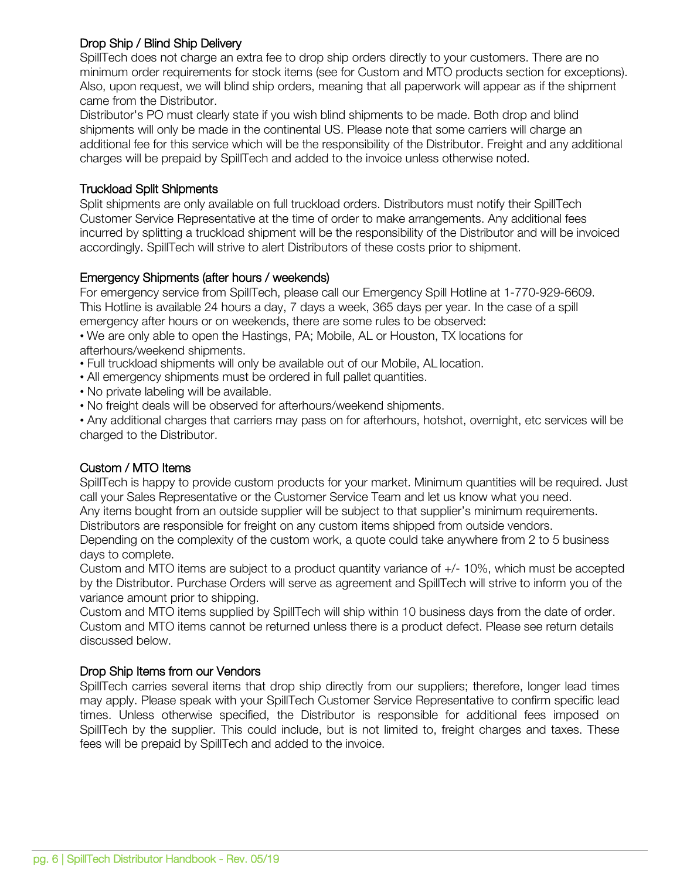## Drop Ship / Blind Ship Delivery

SpillTech does not charge an extra fee to drop ship orders directly to your customers. There are no minimum order requirements for stock items (see for Custom and MTO products section for exceptions). Also, upon request, we will blind ship orders, meaning that all paperwork will appear as if the shipment came from the Distributor.

Distributor's PO must clearly state if you wish blind shipments to be made. Both drop and blind shipments will only be made in the continental US. Please note that some carriers will charge an additional fee for this service which will be the responsibility of the Distributor. Freight and any additional charges will be prepaid by SpillTech and added to the invoice unless otherwise noted.

## Truckload Split Shipments

Split shipments are only available on full truckload orders. Distributors must notify their SpillTech Customer Service Representative at the time of order to make arrangements. Any additional fees incurred by splitting a truckload shipment will be the responsibility of the Distributor and will be invoiced accordingly. SpillTech will strive to alert Distributors of these costs prior to shipment.

## Emergency Shipments (after hours / weekends)

For emergency service from SpillTech, please call our Emergency Spill Hotline at 1-770-929-6609. This Hotline is available 24 hours a day, 7 days a week, 365 days per year. In the case of a spill emergency after hours or on weekends, there are some rules to be observed:

- We are only able to open the Hastings, PA; Mobile, AL or Houston, TX locations for afterhours/weekend shipments.
- Full truckload shipments will only be available out of our Mobile, AL location.
- All emergency shipments must be ordered in full pallet quantities.
- No private labeling will be available.
- No freight deals will be observed for afterhours/weekend shipments.
- Any additional charges that carriers may pass on for afterhours, hotshot, overnight, etc services will be charged to the Distributor.

## Custom / MTO Items

SpillTech is happy to provide custom products for your market. Minimum quantities will be required. Just call your Sales Representative or the Customer Service Team and let us know what you need.

Any items bought from an outside supplier will be subject to that supplier's minimum requirements. Distributors are responsible for freight on any custom items shipped from outside vendors.

Depending on the complexity of the custom work, a quote could take anywhere from 2 to 5 business days to complete.

Custom and MTO items are subject to a product quantity variance of +/- 10%, which must be accepted by the Distributor. Purchase Orders will serve as agreement and SpillTech will strive to inform you of the variance amount prior to shipping.

Custom and MTO items supplied by SpillTech will ship within 10 business days from the date of order. Custom and MTO items cannot be returned unless there is a product defect. Please see return details discussed below.

## Drop Ship Items from our Vendors

SpillTech carries several items that drop ship directly from our suppliers; therefore, longer lead times may apply. Please speak with your SpillTech Customer Service Representative to confirm specific lead times. Unless otherwise specified, the Distributor is responsible for additional fees imposed on SpillTech by the supplier. This could include, but is not limited to, freight charges and taxes. These fees will be prepaid by SpillTech and added to the invoice.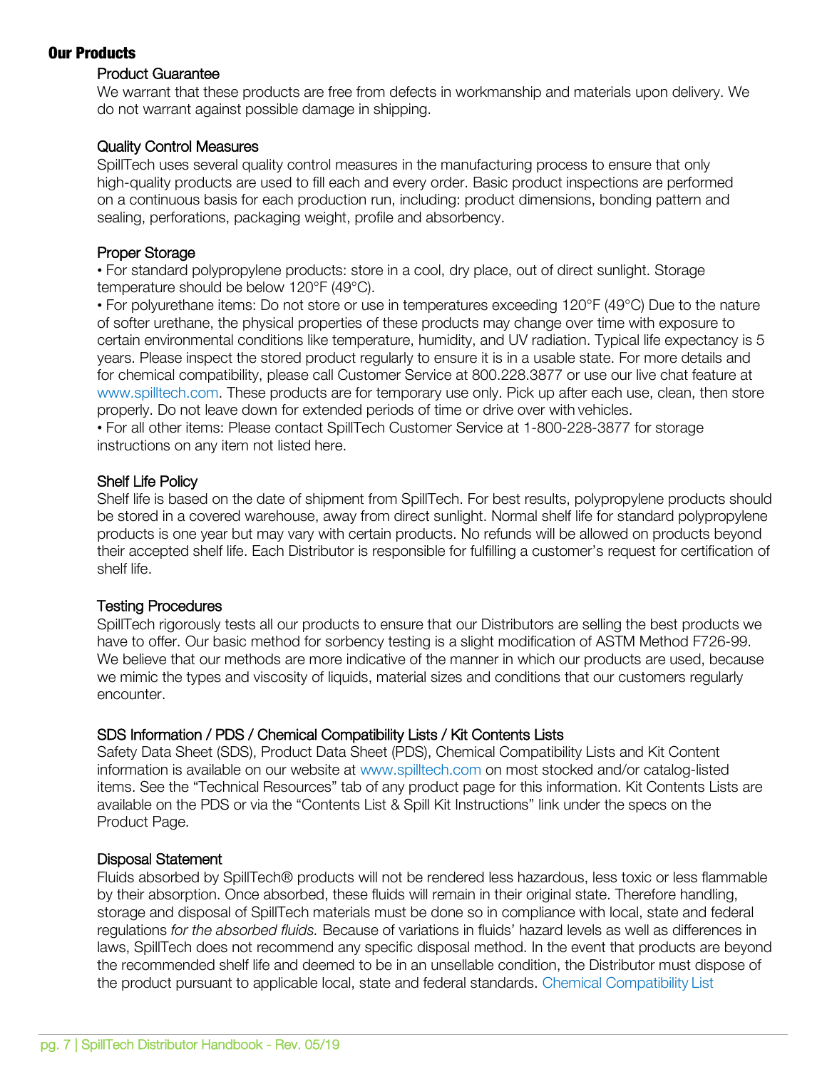## Our Products

### Product Guarantee

We warrant that these products are free from defects in workmanship and materials upon delivery. We do not warrant against possible damage in shipping.

### Quality Control Measures

SpillTech uses several quality control measures in the manufacturing process to ensure that only high-quality products are used to fill each and every order. Basic product inspections are performed on a continuous basis for each production run, including: product dimensions, bonding pattern and sealing, perforations, packaging weight, profile and absorbency.

### Proper Storage

- For standard polypropylene products: store in a cool, dry place, out of direct sunlight. Storage temperature should be below 120°F (49°C).
- For polyurethane items: Do not store or use in temperatures exceeding 120°F (49°C) Due to the nature of softer urethane, the physical properties of these products may change over time with exposure to certain environmental conditions like temperature, humidity, and UV radiation. Typical life expectancy is 5 years. Please inspect the stored product regularly to ensure it is in a usable state. For more details and for chemical compatibility, please call Customer Service at 800.228.3877 or use our live chat feature at www.spilltech.com. These products are for temporary use only. Pick up after each use, clean, then store properly. Do not leave down for extended periods of time or drive over with vehicles.
- For all other items: Please contact SpillTech Customer Service at 1-800-228-3877 for storage instructions on any item not listed here.

### Shelf Life Policy

Shelf life is based on the date of shipment from SpillTech. For best results, polypropylene products should be stored in a covered warehouse, away from direct sunlight. Normal shelf life for standard polypropylene products is one year but may vary with certain products. No refunds will be allowed on products beyond their accepted shelf life. Each Distributor is responsible for fulfilling a customer's request for certification of shelf life.

### Testing Procedures

SpillTech rigorously tests all our products to ensure that our Distributors are selling the best products we have to offer. Our basic method for sorbency testing is a slight modification of ASTM Method F726-99. We believe that our methods are more indicative of the manner in which our products are used, because we mimic the types and viscosity of liquids, material sizes and conditions that our customers regularly encounter.

### SDS Information / PDS / Chemical Compatibility Lists / Kit Contents Lists

Safety Data Sheet (SDS), Product Data Sheet (PDS), Chemical Compatibility Lists and Kit Content information is available on our website at www.spilltech.com on most stocked and/or catalog-listed items. See the "Technical Resources" tab of any product page for this information. Kit Contents Lists are available on the PDS or via the "Contents List & Spill Kit Instructions" link under the specs on the Product Page.

### Disposal Statement

Fluids absorbed by SpillTech® products will not be rendered less hazardous, less toxic or less flammable by their absorption. Once absorbed, these fluids will remain in their original state. Therefore handling, storage and disposal of SpillTech materials must be done so in compliance with local, state and federal regulations *for the absorbed fluids.* Because of variations in fluids' hazard levels as well as differences in laws, SpillTech does not recommend any specific disposal method. In the event that products are beyond the recommended shelf life and deemed to be in an unsellable condition, the Distributor must dispose of the product pursuant to applicable local, state and federal standards. Chemical Compatibility List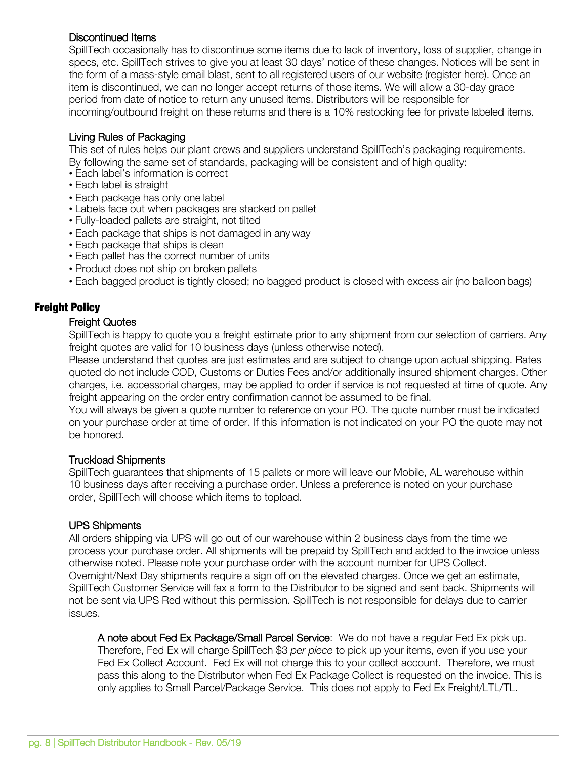### Discontinued Items

SpillTech occasionally has to discontinue some items due to lack of inventory, loss of supplier, change in specs, etc. SpillTech strives to give you at least 30 days' notice of these changes. Notices will be sent in the form of a mass-style email blast, sent to all registered users of our website (register here). Once an item is discontinued, we can no longer accept returns of those items. We will allow a 30-day grace period from date of notice to return any unused items. Distributors will be responsible for incoming/outbound freight on these returns and there is a 10% restocking fee for private labeled items.

### Living Rules of Packaging

This set of rules helps our plant crews and suppliers understand SpillTech's packaging requirements. By following the same set of standards, packaging will be consistent and of high quality:

- Each label's information is correct
- Each label is straight
- Each package has only one label
- Labels face out when packages are stacked on pallet
- Fully-loaded pallets are straight, not tilted
- Each package that ships is not damaged in any way
- Each package that ships is clean
- Each pallet has the correct number of units
- Product does not ship on broken pallets
- Each bagged product is tightly closed; no bagged product is closed with excess air (no balloon bags)

## Freight Policy

### Freight Quotes

SpillTech is happy to quote you a freight estimate prior to any shipment from our selection of carriers. Any freight quotes are valid for 10 business days (unless otherwise noted).

Please understand that quotes are just estimates and are subject to change upon actual shipping. Rates quoted do not include COD, Customs or Duties Fees and/or additionally insured shipment charges. Other charges, i.e. accessorial charges, may be applied to order if service is not requested at time of quote. Any freight appearing on the order entry confirmation cannot be assumed to be final.

You will always be given a quote number to reference on your PO. The quote number must be indicated on your purchase order at time of order. If this information is not indicated on your PO the quote may not be honored.

### Truckload Shipments

SpillTech guarantees that shipments of 15 pallets or more will leave our Mobile, AL warehouse within 10 business days after receiving a purchase order. Unless a preference is noted on your purchase order, SpillTech will choose which items to topload.

### UPS Shipments

All orders shipping via UPS will go out of our warehouse within 2 business days from the time we process your purchase order. All shipments will be prepaid by SpillTech and added to the invoice unless otherwise noted. Please note your purchase order with the account number for UPS Collect. Overnight/Next Day shipments require a sign off on the elevated charges. Once we get an estimate, SpillTech Customer Service will fax a form to the Distributor to be signed and sent back. Shipments will not be sent via UPS Red without this permission. SpillTech is not responsible for delays due to carrier issues.

A note about Fed Ex Package/Small Parcel Service: We do not have a regular Fed Ex pick up. Therefore, Fed Ex will charge SpillTech $3 *per piece* to pick up your items, even if you use your Fed Ex Collect Account. Fed Ex will not charge this to your collect account. Therefore, we must pass this along to the Distributor when Fed Ex Package Collect is requested on the invoice. This is only applies to Small Parcel/Package Service. This does not apply to Fed Ex Freight/LTL/TL.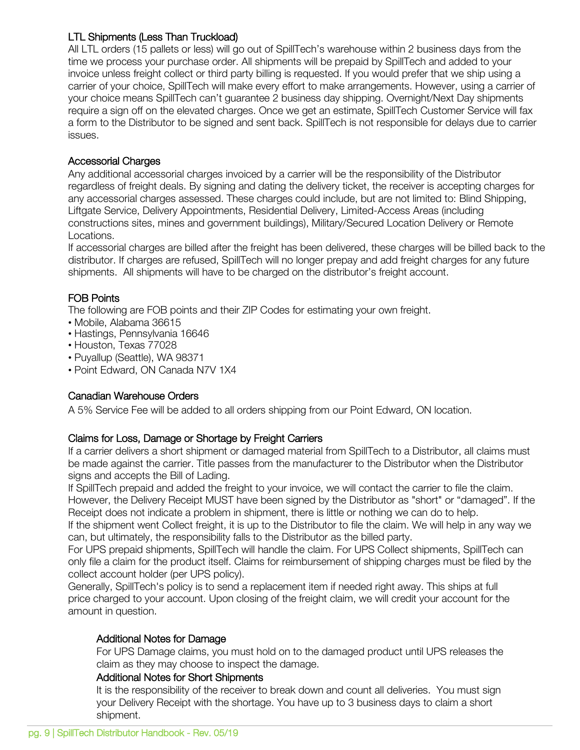### LTL Shipments (Less Than Truckload)

All LTL orders (15 pallets or less) will go out of SpillTech's warehouse within 2 business days from the time we process your purchase order. All shipments will be prepaid by SpillTech and added to your invoice unless freight collect or third party billing is requested. If you would prefer that we ship using a carrier of your choice, SpillTech will make every effort to make arrangements. However, using a carrier of your choice means SpillTech can't guarantee 2 business day shipping. Overnight/Next Day shipments require a sign off on the elevated charges. Once we get an estimate, SpillTech Customer Service will fax a form to the Distributor to be signed and sent back. SpillTech is not responsible for delays due to carrier issues.

### Accessorial Charges

Any additional accessorial charges invoiced by a carrier will be the responsibility of the Distributor regardless of freight deals. By signing and dating the delivery ticket, the receiver is accepting charges for any accessorial charges assessed. These charges could include, but are not limited to: Blind Shipping, Liftgate Service, Delivery Appointments, Residential Delivery, Limited-Access Areas (including constructions sites, mines and government buildings), Military/Secured Location Delivery or Remote Locations.

If accessorial charges are billed after the freight has been delivered, these charges will be billed back to the distributor. If charges are refused, SpillTech will no longer prepay and add freight charges for any future shipments. All shipments will have to be charged on the distributor's freight account.

### FOB Points

The following are FOB points and their ZIP Codes for estimating your own freight.

- Mobile, Alabama 36615
- Hastings, Pennsylvania 16646
- Houston, Texas 77028
- Puyallup (Seattle), WA 98371
- Point Edward, ON Canada N7V 1X4

### Canadian Warehouse Orders

A 5% Service Fee will be added to all orders shipping from our Point Edward, ON location.

### Claims for Loss, Damage or Shortage by Freight Carriers

If a carrier delivers a short shipment or damaged material from SpillTech to a Distributor, all claims must be made against the carrier. Title passes from the manufacturer to the Distributor when the Distributor signs and accepts the Bill of Lading.

If SpillTech prepaid and added the freight to your invoice, we will contact the carrier to file the claim. However, the Delivery Receipt MUST have been signed by the Distributor as "short" or "damaged". If the Receipt does not indicate a problem in shipment, there is little or nothing we can do to help.

If the shipment went Collect freight, it is up to the Distributor to file the claim. We will help in any way we can, but ultimately, the responsibility falls to the Distributor as the billed party.

For UPS prepaid shipments, SpillTech will handle the claim. For UPS Collect shipments, SpillTech can only file a claim for the product itself. Claims for reimbursement of shipping charges must be filed by the collect account holder (per UPS policy).

Generally, SpillTech's policy is to send a replacement item if needed right away. This ships at full price charged to your account. Upon closing of the freight claim, we will credit your account for the amount in question.

#### Additional Notes for Damage

For UPS Damage claims, you must hold on to the damaged product until UPS releases the claim as they may choose to inspect the damage.

#### Additional Notes for Short Shipments

It is the responsibility of the receiver to break down and count all deliveries. You must sign your Delivery Receipt with the shortage. You have up to 3 business days to claim a short shipment.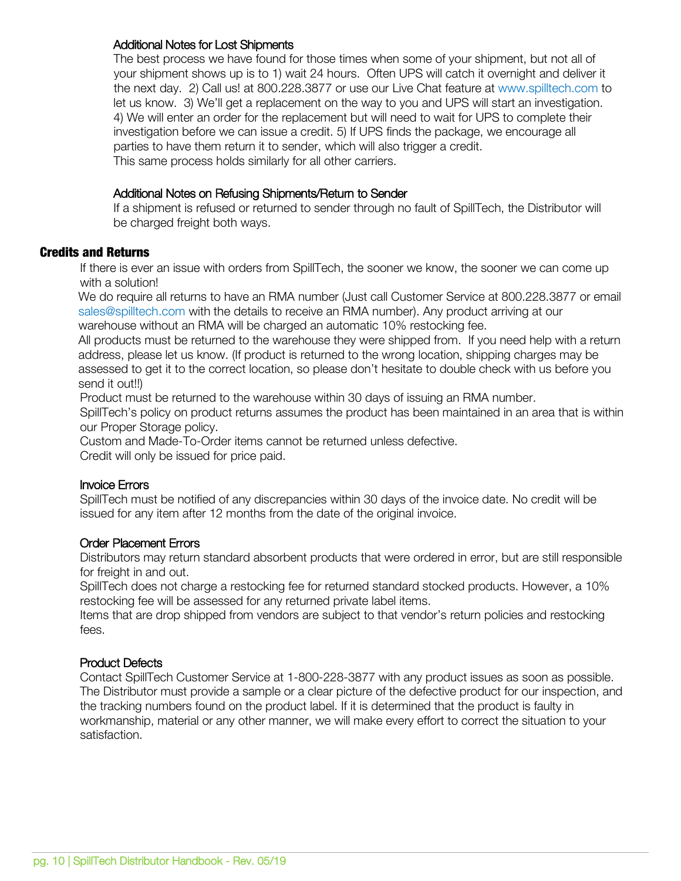### Additional Notes for Lost Shipments

The best process we have found for those times when some of your shipment, but not all of your shipment shows up is to 1) wait 24 hours. Often UPS will catch it overnight and deliver it the next day. 2) Call us! at 800.228.3877 or use our Live Chat feature at www.spilltech.com to let us know. 3) We'll get a replacement on the way to you and UPS will start an investigation. 4) We will enter an order for the replacement but will need to wait for UPS to complete their investigation before we can issue a credit. 5) If UPS finds the package, we encourage all parties to have them return it to sender, which will also trigger a credit.
This same process holds similarly for all other carriers.

### Additional Notes on Refusing Shipments/Return to Sender

If a shipment is refused or returned to sender through no fault of SpillTech, the Distributor will be charged freight both ways.

## Credits and Returns

If there is ever an issue with orders from SpillTech, the sooner we know, the sooner we can come up with a solution!
We do require all returns to have an RMA number (Just call Customer Service at 800.228.3877 or email sales@spilltech.com with the details to receive an RMA number). Any product arriving at our warehouse without an RMA will be charged an automatic 10% restocking fee.
All products must be returned to the warehouse they were shipped from. If you need help with a return address, please let us know. (If product is returned to the wrong location, shipping charges may be assessed to get it to the correct location, so please don't hesitate to double check with us before you send it out!!)
Product must be returned to the warehouse within 30 days of issuing an RMA number.
SpillTech's policy on product returns assumes the product has been maintained in an area that is within our Proper Storage policy.
Custom and Made-To-Order items cannot be returned unless defective.
Credit will only be issued for price paid.

### Invoice Errors

SpillTech must be notified of any discrepancies within 30 days of the invoice date. No credit will be issued for any item after 12 months from the date of the original invoice.

### Order Placement Errors

Distributors may return standard absorbent products that were ordered in error, but are still responsible for freight in and out.
SpillTech does not charge a restocking fee for returned standard stocked products. However, a 10% restocking fee will be assessed for any returned private label items.
Items that are drop shipped from vendors are subject to that vendor's return policies and restocking fees.

### Product Defects

Contact SpillTech Customer Service at 1-800-228-3877 with any product issues as soon as possible. The Distributor must provide a sample or a clear picture of the defective product for our inspection, and the tracking numbers found on the product label. If it is determined that the product is faulty in workmanship, material or any other manner, we will make every effort to correct the situation to your satisfaction.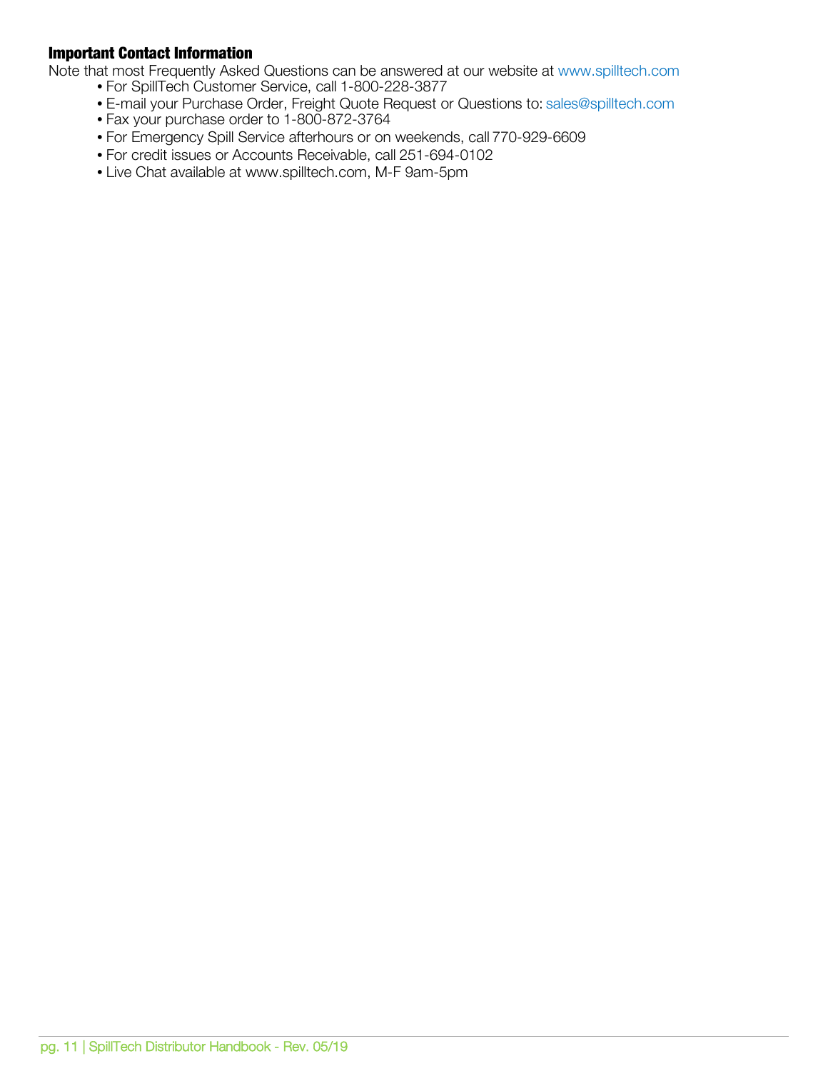### Important Contact Information

Note that most Frequently Asked Questions can be answered at our website at www.spilltech.com

- For SpillTech Customer Service, call 1-800-228-3877
- E-mail your Purchase Order, Freight Quote Request or Questions to: sales@spilltech.com
- Fax your purchase order to 1-800-872-3764
- For Emergency Spill Service afterhours or on weekends, call 770-929-6609
- For credit issues or Accounts Receivable, call 251-694-0102
- Live Chat available at www.spilltech.com, M-F 9am-5pm